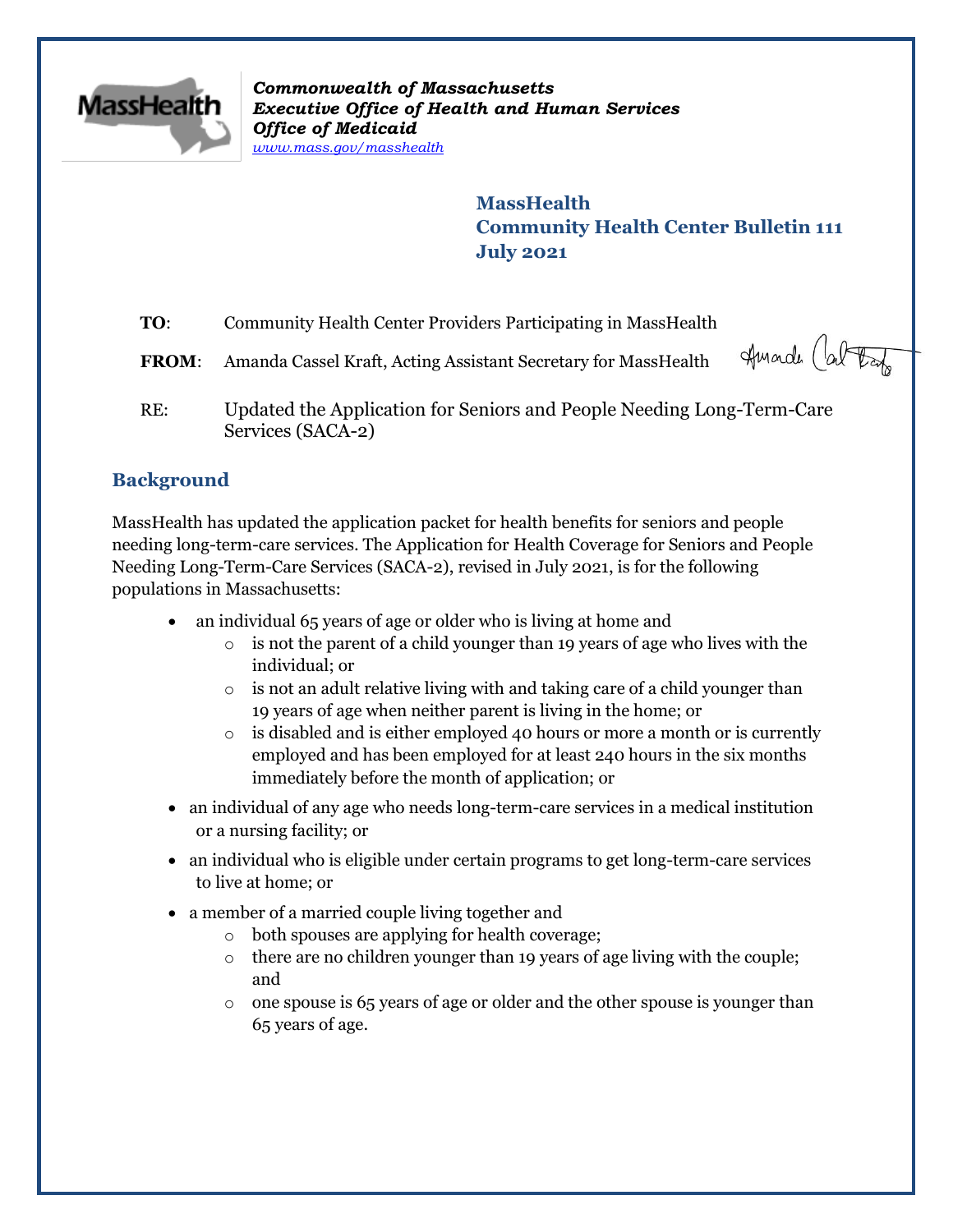*Commonwealth of Massachusetts*
***Executive Office of Health and Human Services***
***Office of Medicaid***
*www.mass.gov/masshealth*

**MassHealth**
**Community Health Center Bulletin 111**
**July 2021**

**TO**: Community Health Center Providers Participating in MassHealth

**FROM**: Amanda Cassel Kraft, Acting Assistant Secretary for MassHealth

RE: Updated the Application for Seniors and People Needing Long-Term-Care Services (SACA-2)

## Background

MassHealth has updated the application packet for health benefits for seniors and people needing long-term-care services. The Application for Health Coverage for Seniors and People Needing Long-Term-Care Services (SACA-2), revised in July 2021, is for the following populations in Massachusetts:

- an individual 65 years of age or older who is living at home and
  - is not the parent of a child younger than 19 years of age who lives with the individual; or
  - is not an adult relative living with and taking care of a child younger than 19 years of age when neither parent is living in the home; or
  - is disabled and is either employed 40 hours or more a month or is currently employed and has been employed for at least 240 hours in the six months immediately before the month of application; or
- an individual of any age who needs long-term-care services in a medical institution or a nursing facility; or
- an individual who is eligible under certain programs to get long-term-care services to live at home; or
- a member of a married couple living together and
  - both spouses are applying for health coverage;
  - there are no children younger than 19 years of age living with the couple; and
  - one spouse is 65 years of age or older and the other spouse is younger than 65 years of age.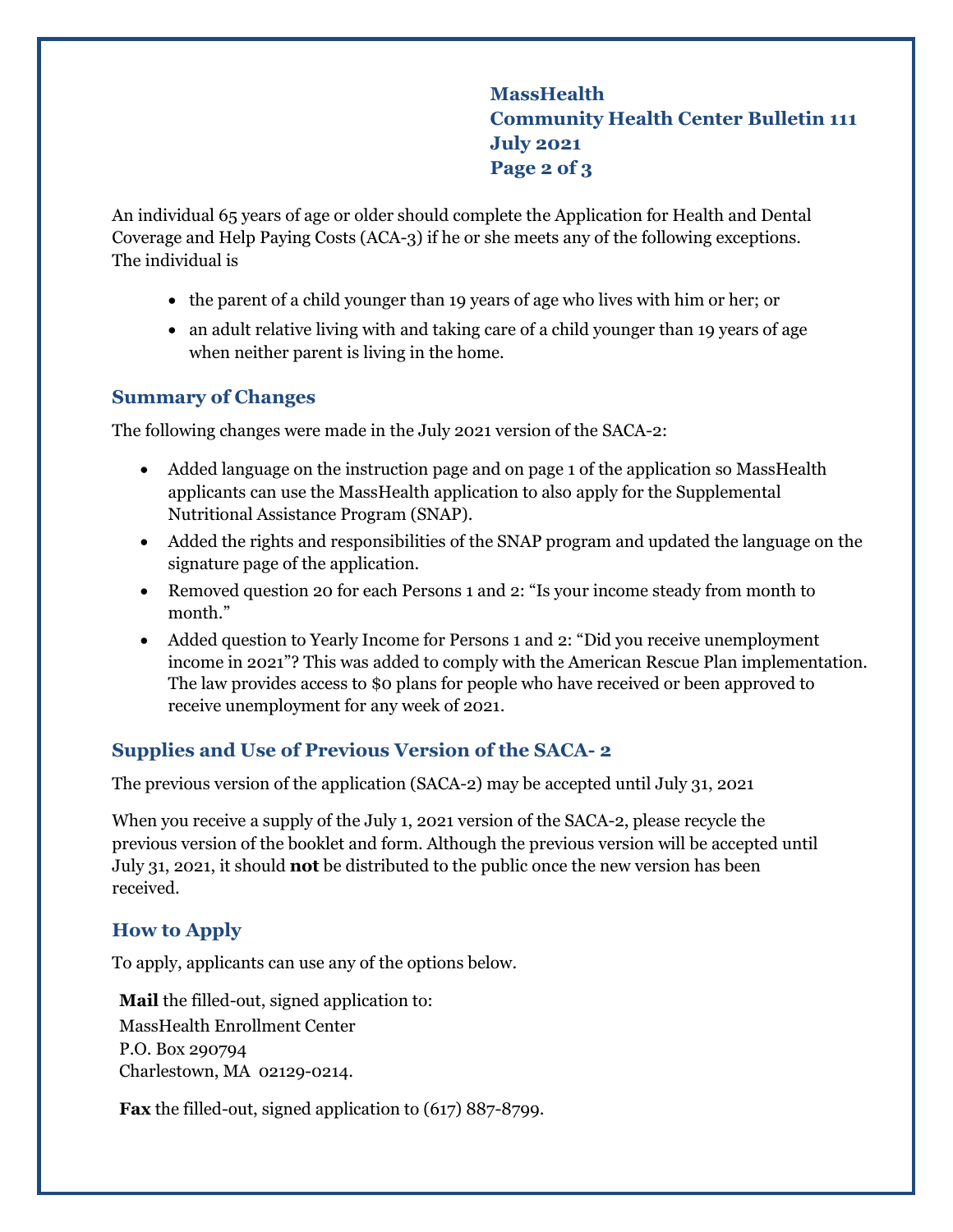An individual 65 years of age or older should complete the Application for Health and Dental Coverage and Help Paying Costs (ACA-3) if he or she meets any of the following exceptions. The individual is

- the parent of a child younger than 19 years of age who lives with him or her; or
- an adult relative living with and taking care of a child younger than 19 years of age when neither parent is living in the home.

## Summary of Changes

The following changes were made in the July 2021 version of the SACA-2:

- Added language on the instruction page and on page 1 of the application so MassHealth applicants can use the MassHealth application to also apply for the Supplemental Nutritional Assistance Program (SNAP).
- Added the rights and responsibilities of the SNAP program and updated the language on the signature page of the application.
- Removed question 20 for each Persons 1 and 2: "Is your income steady from month to month."
- Added question to Yearly Income for Persons 1 and 2: "Did you receive unemployment income in 2021"? This was added to comply with the American Rescue Plan implementation. The law provides access to $0 plans for people who have received or been approved to receive unemployment for any week of 2021.

## Supplies and Use of Previous Version of the SACA- 2

The previous version of the application (SACA-2) may be accepted until July 31, 2021

When you receive a supply of the July 1, 2021 version of the SACA-2, please recycle the previous version of the booklet and form. Although the previous version will be accepted until July 31, 2021, it should **not** be distributed to the public once the new version has been received.

## How to Apply

To apply, applicants can use any of the options below.

**Mail** the filled-out, signed application to:
MassHealth Enrollment Center
P.O. Box 290794
Charlestown, MA 02129-0214.

**Fax** the filled-out, signed application to (617) 887-8799.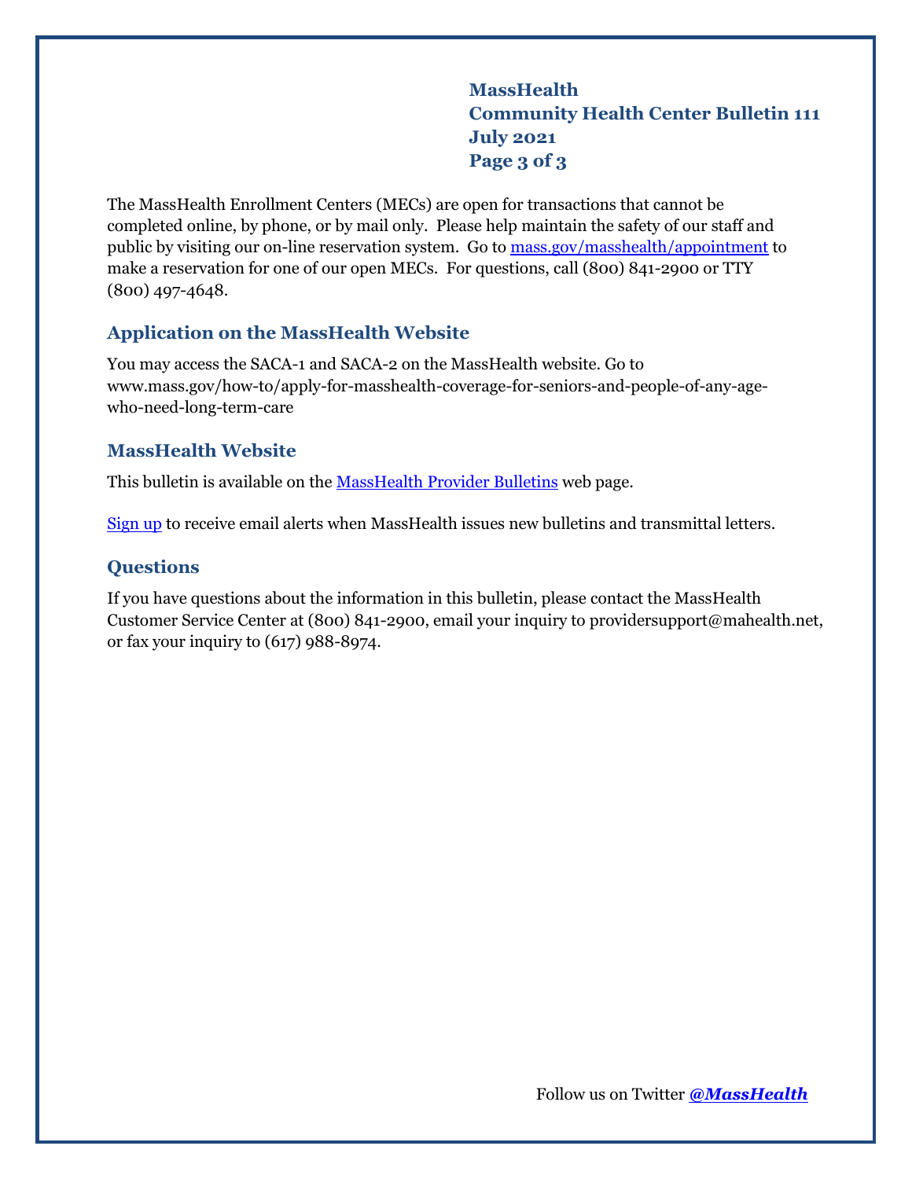The MassHealth Enrollment Centers (MECs) are open for transactions that cannot be completed online, by phone, or by mail only. Please help maintain the safety of our staff and public by visiting our on-line reservation system. Go to [mass.gov/masshealth/appointment](mass.gov/masshealth/appointment) to make a reservation for one of our open MECs. For questions, call (800) 841-2900 or TTY (800) 497-4648.

## Application on the MassHealth Website

You may access the SACA-1 and SACA-2 on the MassHealth website. Go to www.mass.gov/how-to/apply-for-masshealth-coverage-for-seniors-and-people-of-any-age-who-need-long-term-care

## MassHealth Website

This bulletin is available on the MassHealth Provider Bulletins web page.

Sign up to receive email alerts when MassHealth issues new bulletins and transmittal letters.

## Questions

If you have questions about the information in this bulletin, please contact the MassHealth Customer Service Center at (800) 841-2900, email your inquiry to providersupport@mahealth.net, or fax your inquiry to (617) 988-8974.

Follow us on Twitter ***@MassHealth***